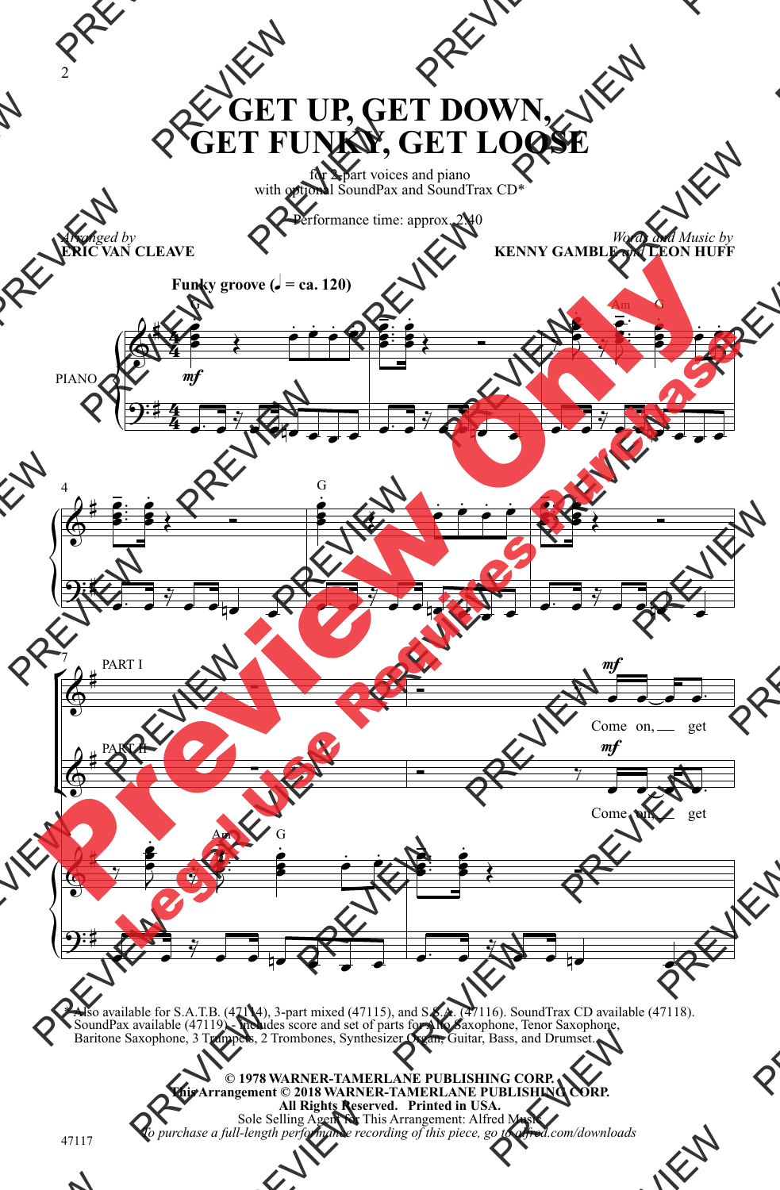# GET UP, GET DOWN, GET FUNKY, GET LOOSE

for 2-part voices and piano
with optional SoundPax and SoundTrax CD*

Performance time: approx. 2:40

*Arranged by*
**ERIC VAN CLEAVE**

*Words and Music by*
**KENNY GAMBLE and LEON HUFF**

**Funky groove (♩ = ca. 120)**

PIANO

PART I

PART II

Come on, get

Come on, get

* Also available for S.A.T.B. (47114), 3-part mixed (47115), and S.S.A. (47116). SoundTrax CD available (47118). SoundPax available (47119) - includes score and set of parts for Alto Saxophone, Tenor Saxophone, Baritone Saxophone, 3 Trumpets, 2 Trombones, Synthesizer Organ, Guitar, Bass, and Drumset.

**© 1978 WARNER-TAMERLANE PUBLISHING CORP.**
**This Arrangement © 2018 WARNER-TAMERLANE PUBLISHING CORP.**
**All Rights Reserved. Printed in USA.**
Sole Selling Agent for This Arrangement: Alfred Music
*To purchase a full-length performance recording of this piece, go to alfred.com/downloads*

47117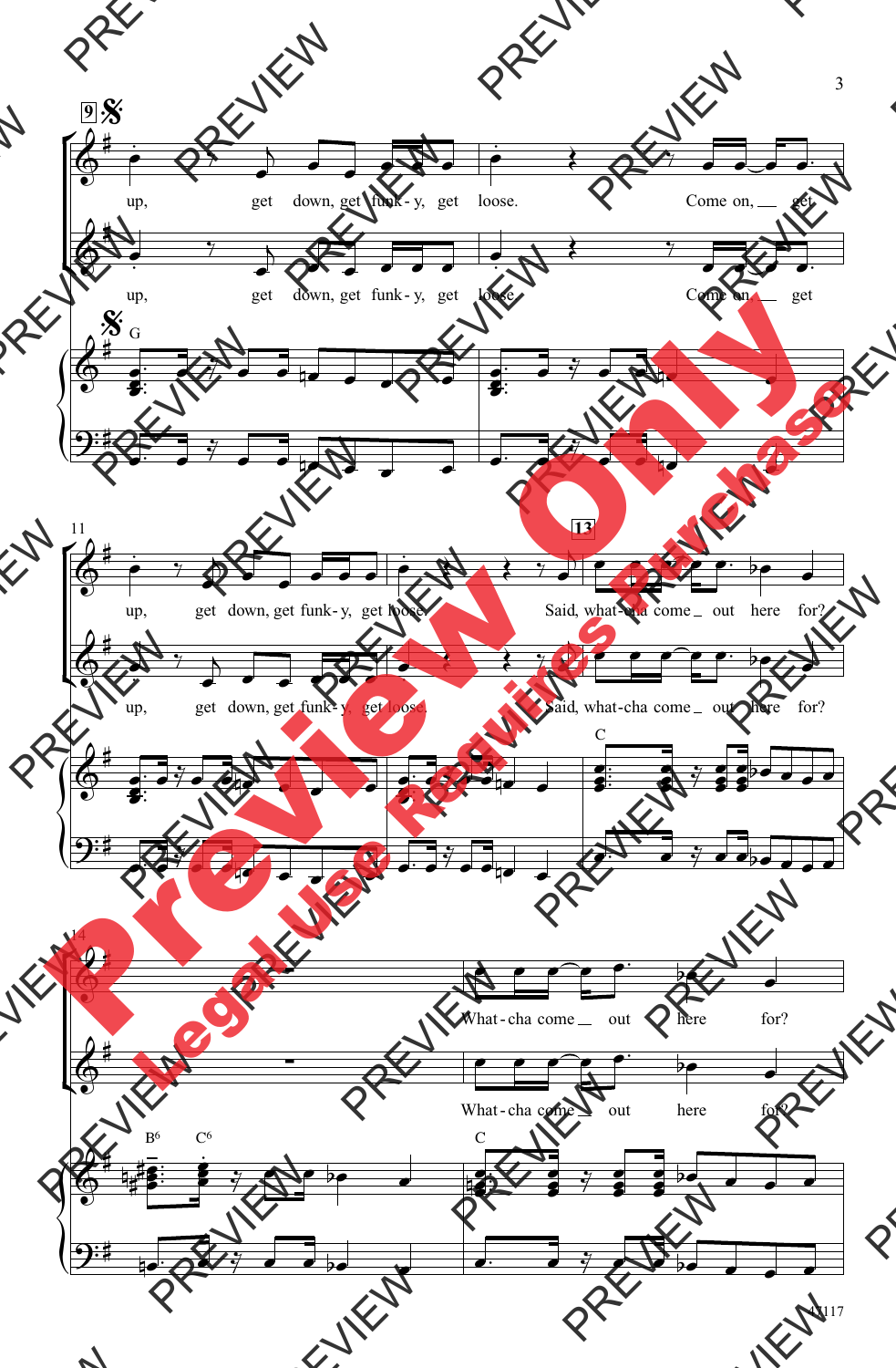up, get down, get funk-y, get loose. Come on, get

up, get down, get funk-y, get loose. Come on, get

G

up, get down, get funk-y, get loose. Said, what-cha come out here for?

up, get down, get funk-y, get loose. Said, what-cha come out here for?

C

What-cha come out here for?

What-cha come out here for?

B6 C6 C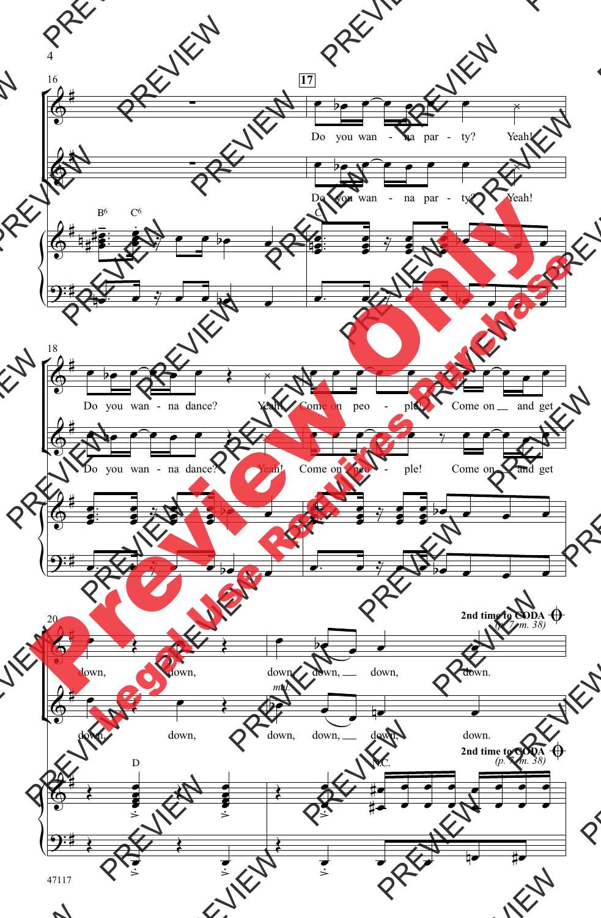Do you wan - na par - ty? Yeah!

Do you wan - na dance? Yeah! Come on peo - ple! Come on and get

down, down, down, down, down, down.

2nd time to CODA (p. 7, m. 38)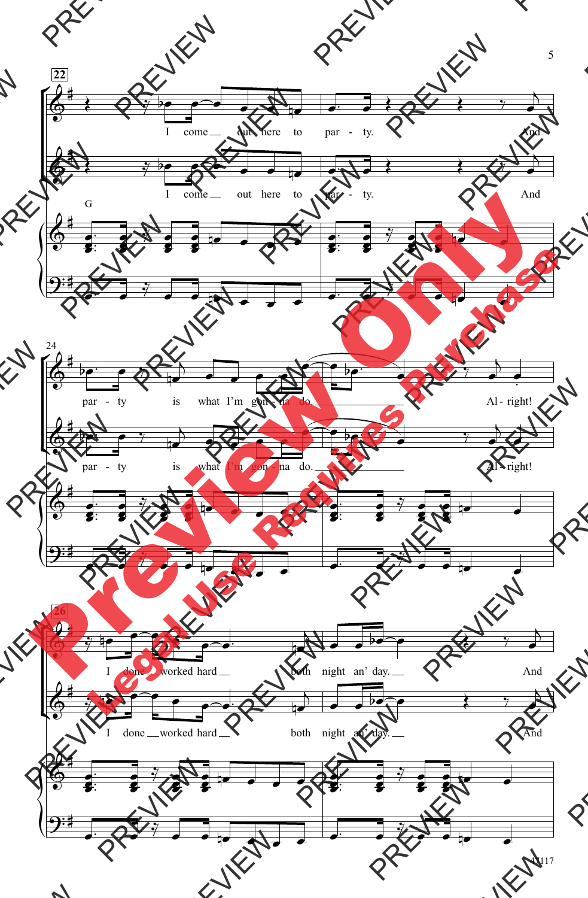22

I come out here to par - ty. And

I come out here to par - ty. And

G

24

par - ty is what I'm gon - na do. Al - right!

par - ty is what I'm gon - na do. Al - right!

26

I done worked hard both night an' day. And

I done worked hard both night an' day. And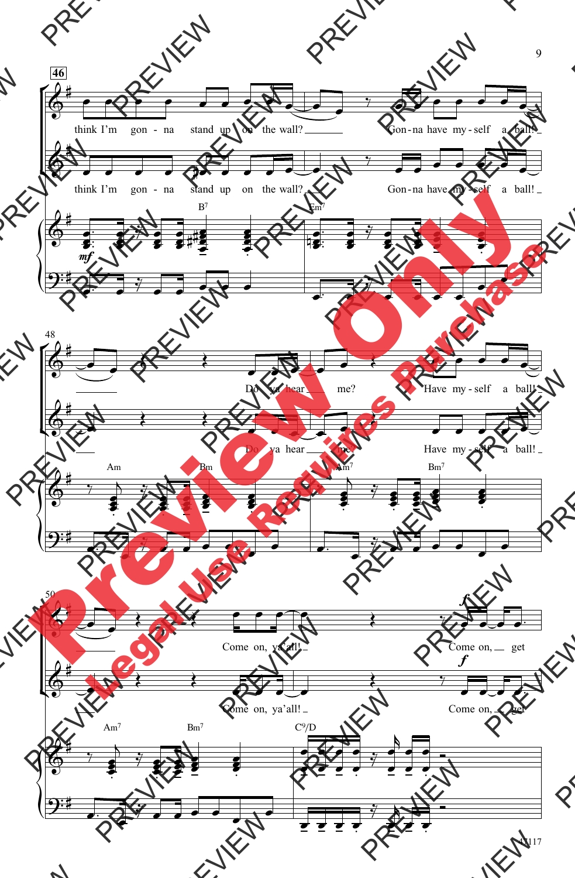46

think I'm gon - na stand up on the wall? Gon-na have my-self a ball!

think I'm gon - na stand up on the wall? Gon-na have my-self a ball!

*mf*

B7 Em7

48

Do ya hear me? Have my-self a ball!

Do ya hear me? Have my-self a ball!

Am Bm Am7 Bm7

50

Come on, ya'all! Come on, get

Come on, ya'all! Come on, get

*f*

Am7 Bm7 C9/D